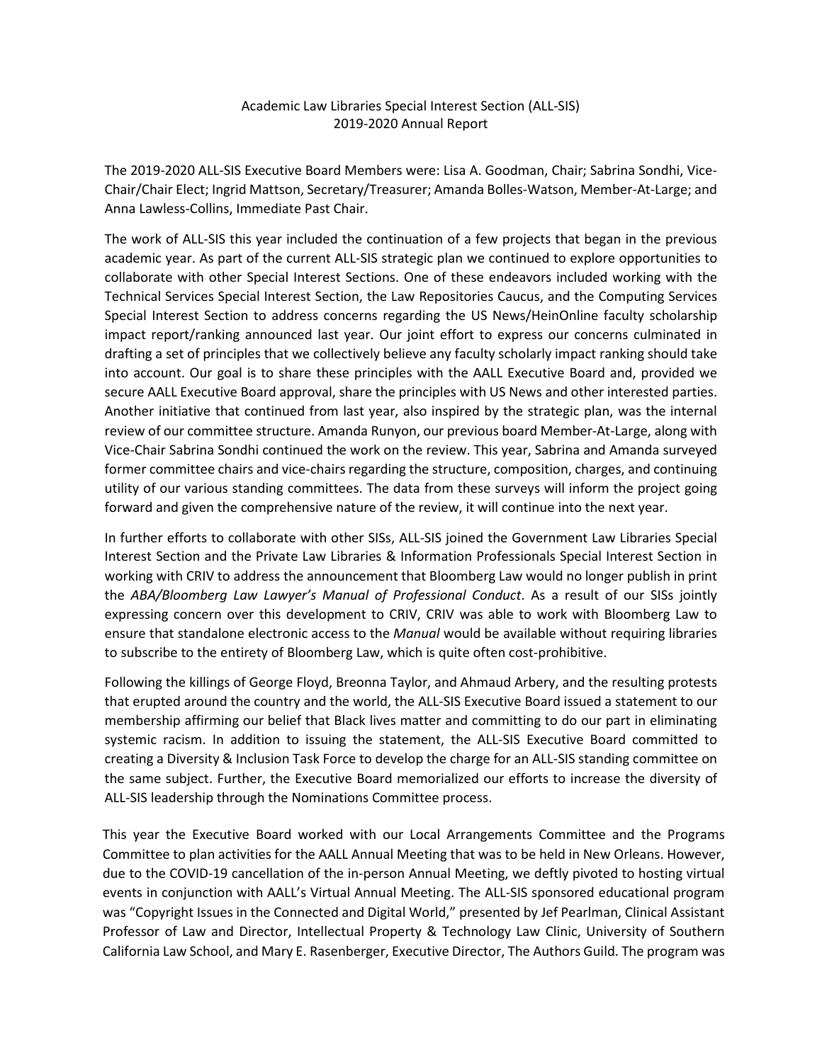# Academic Law Libraries Special Interest Section (ALL-SIS)
## 2019-2020 Annual Report

The 2019-2020 ALL-SIS Executive Board Members were: Lisa A. Goodman, Chair; Sabrina Sondhi, Vice-Chair/Chair Elect; Ingrid Mattson, Secretary/Treasurer; Amanda Bolles-Watson, Member-At-Large; and Anna Lawless-Collins, Immediate Past Chair.

The work of ALL-SIS this year included the continuation of a few projects that began in the previous academic year. As part of the current ALL-SIS strategic plan we continued to explore opportunities to collaborate with other Special Interest Sections. One of these endeavors included working with the Technical Services Special Interest Section, the Law Repositories Caucus, and the Computing Services Special Interest Section to address concerns regarding the US News/HeinOnline faculty scholarship impact report/ranking announced last year. Our joint effort to express our concerns culminated in drafting a set of principles that we collectively believe any faculty scholarly impact ranking should take into account. Our goal is to share these principles with the AALL Executive Board and, provided we secure AALL Executive Board approval, share the principles with US News and other interested parties. Another initiative that continued from last year, also inspired by the strategic plan, was the internal review of our committee structure. Amanda Runyon, our previous board Member-At-Large, along with Vice-Chair Sabrina Sondhi continued the work on the review. This year, Sabrina and Amanda surveyed former committee chairs and vice-chairs regarding the structure, composition, charges, and continuing utility of our various standing committees. The data from these surveys will inform the project going forward and given the comprehensive nature of the review, it will continue into the next year.

In further efforts to collaborate with other SISs, ALL-SIS joined the Government Law Libraries Special Interest Section and the Private Law Libraries & Information Professionals Special Interest Section in working with CRIV to address the announcement that Bloomberg Law would no longer publish in print the *ABA/Bloomberg Law Lawyer's Manual of Professional Conduct*. As a result of our SISs jointly expressing concern over this development to CRIV, CRIV was able to work with Bloomberg Law to ensure that standalone electronic access to the *Manual* would be available without requiring libraries to subscribe to the entirety of Bloomberg Law, which is quite often cost-prohibitive.

Following the killings of George Floyd, Breonna Taylor, and Ahmaud Arbery, and the resulting protests that erupted around the country and the world, the ALL-SIS Executive Board issued a statement to our membership affirming our belief that Black lives matter and committing to do our part in eliminating systemic racism. In addition to issuing the statement, the ALL-SIS Executive Board committed to creating a Diversity & Inclusion Task Force to develop the charge for an ALL-SIS standing committee on the same subject. Further, the Executive Board memorialized our efforts to increase the diversity of ALL-SIS leadership through the Nominations Committee process.

This year the Executive Board worked with our Local Arrangements Committee and the Programs Committee to plan activities for the AALL Annual Meeting that was to be held in New Orleans. However, due to the COVID-19 cancellation of the in-person Annual Meeting, we deftly pivoted to hosting virtual events in conjunction with AALL's Virtual Annual Meeting. The ALL-SIS sponsored educational program was "Copyright Issues in the Connected and Digital World," presented by Jef Pearlman, Clinical Assistant Professor of Law and Director, Intellectual Property & Technology Law Clinic, University of Southern California Law School, and Mary E. Rasenberger, Executive Director, The Authors Guild. The program was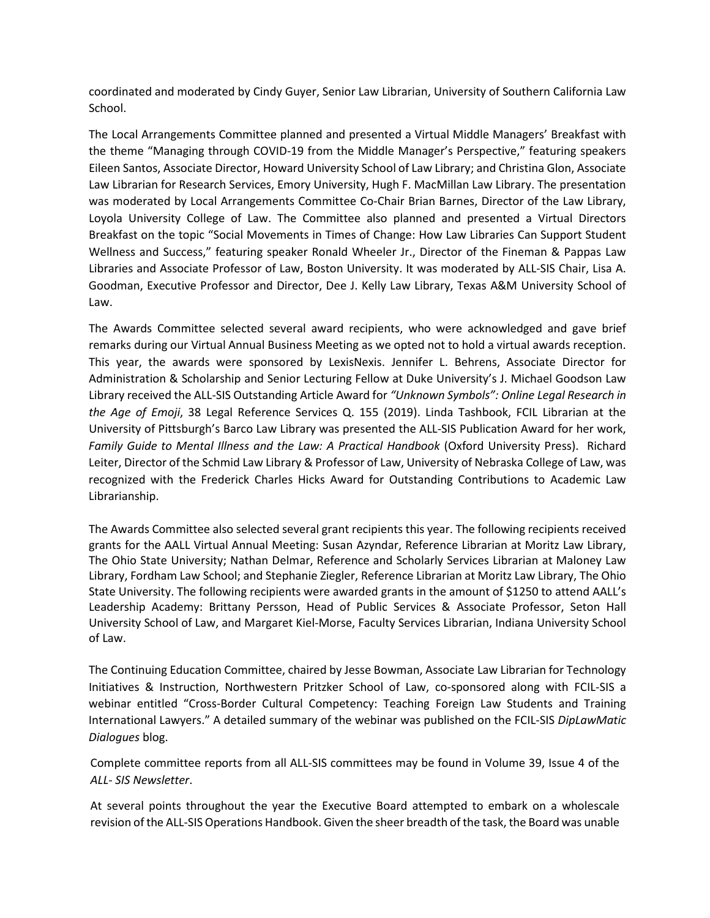coordinated and moderated by Cindy Guyer, Senior Law Librarian, University of Southern California Law School.

The Local Arrangements Committee planned and presented a Virtual Middle Managers' Breakfast with the theme "Managing through COVID-19 from the Middle Manager's Perspective," featuring speakers Eileen Santos, Associate Director, Howard University School of Law Library; and Christina Glon, Associate Law Librarian for Research Services, Emory University, Hugh F. MacMillan Law Library. The presentation was moderated by Local Arrangements Committee Co-Chair Brian Barnes, Director of the Law Library, Loyola University College of Law. The Committee also planned and presented a Virtual Directors Breakfast on the topic "Social Movements in Times of Change: How Law Libraries Can Support Student Wellness and Success," featuring speaker Ronald Wheeler Jr., Director of the Fineman & Pappas Law Libraries and Associate Professor of Law, Boston University. It was moderated by ALL-SIS Chair, Lisa A. Goodman, Executive Professor and Director, Dee J. Kelly Law Library, Texas A&M University School of Law.

The Awards Committee selected several award recipients, who were acknowledged and gave brief remarks during our Virtual Annual Business Meeting as we opted not to hold a virtual awards reception. This year, the awards were sponsored by LexisNexis. Jennifer L. Behrens, Associate Director for Administration & Scholarship and Senior Lecturing Fellow at Duke University's J. Michael Goodson Law Library received the ALL-SIS Outstanding Article Award for *"Unknown Symbols": Online Legal Research in the Age of Emoji*, 38 Legal Reference Services Q. 155 (2019). Linda Tashbook, FCIL Librarian at the University of Pittsburgh's Barco Law Library was presented the ALL-SIS Publication Award for her work, *Family Guide to Mental Illness and the Law: A Practical Handbook* (Oxford University Press). Richard Leiter, Director of the Schmid Law Library & Professor of Law, University of Nebraska College of Law, was recognized with the Frederick Charles Hicks Award for Outstanding Contributions to Academic Law Librarianship.

The Awards Committee also selected several grant recipients this year. The following recipients received grants for the AALL Virtual Annual Meeting: Susan Azyndar, Reference Librarian at Moritz Law Library, The Ohio State University; Nathan Delmar, Reference and Scholarly Services Librarian at Maloney Law Library, Fordham Law School; and Stephanie Ziegler, Reference Librarian at Moritz Law Library, The Ohio State University. The following recipients were awarded grants in the amount of $1250 to attend AALL's Leadership Academy: Brittany Persson, Head of Public Services & Associate Professor, Seton Hall University School of Law, and Margaret Kiel-Morse, Faculty Services Librarian, Indiana University School of Law.

The Continuing Education Committee, chaired by Jesse Bowman, Associate Law Librarian for Technology Initiatives & Instruction, Northwestern Pritzker School of Law, co-sponsored along with FCIL-SIS a webinar entitled "Cross-Border Cultural Competency: Teaching Foreign Law Students and Training International Lawyers." A detailed summary of the webinar was published on the FCIL-SIS *DipLawMatic Dialogues* blog.

Complete committee reports from all ALL-SIS committees may be found in Volume 39, Issue 4 of the *ALL- SIS Newsletter*.

At several points throughout the year the Executive Board attempted to embark on a wholescale revision of the ALL-SIS Operations Handbook. Given the sheer breadth of the task, the Board was unable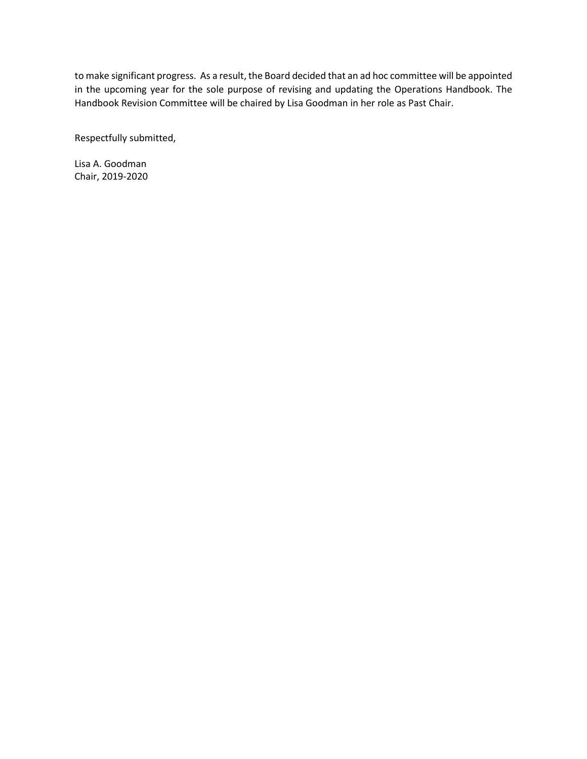to make significant progress. As a result, the Board decided that an ad hoc committee will be appointed in the upcoming year for the sole purpose of revising and updating the Operations Handbook. The Handbook Revision Committee will be chaired by Lisa Goodman in her role as Past Chair.

Respectfully submitted,

Lisa A. Goodman
Chair, 2019-2020